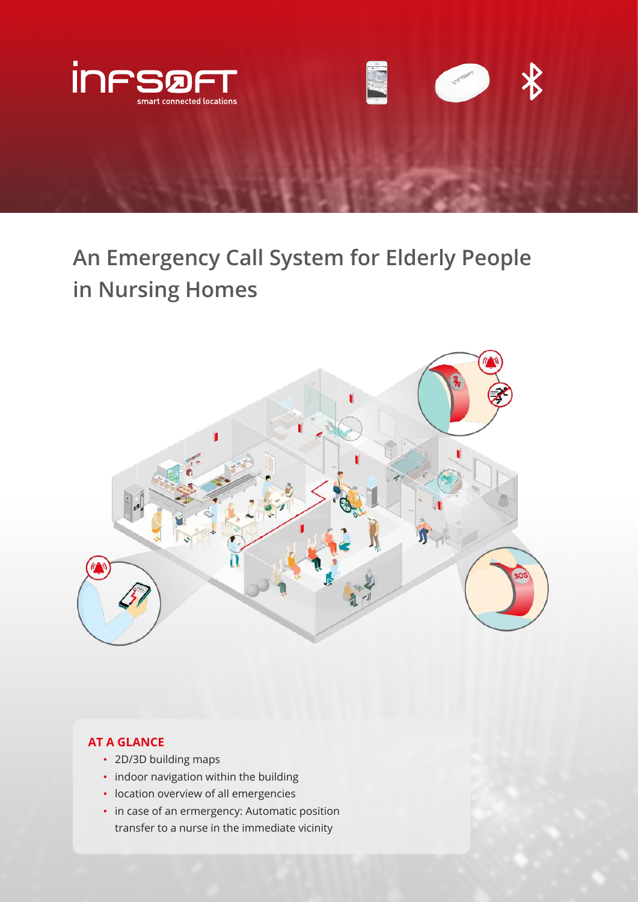# An Emergency Call System for Elderly People in Nursing Homes

**AT A GLANCE**

- 2D/3D building maps
- indoor navigation within the building
- location overview of all emergencies
- in case of an ermergency: Automatic position transfer to a nurse in the immediate vicinity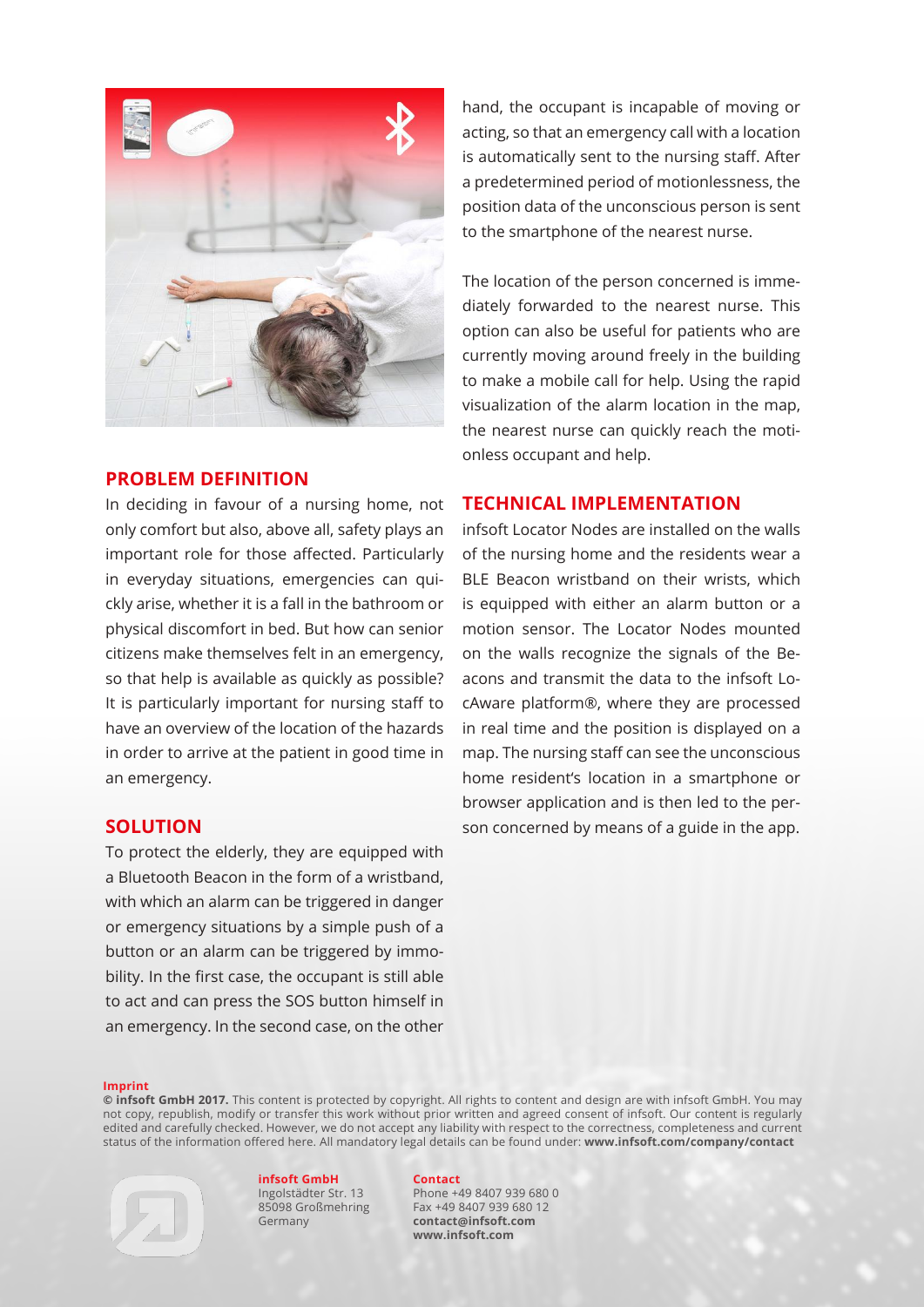## PROBLEM DEFINITION

In deciding in favour of a nursing home, not only comfort but also, above all, safety plays an important role for those affected. Particularly in everyday situations, emergencies can quickly arise, whether it is a fall in the bathroom or physical discomfort in bed. But how can senior citizens make themselves felt in an emergency, so that help is available as quickly as possible? It is particularly important for nursing staff to have an overview of the location of the hazards in order to arrive at the patient in good time in an emergency.

## SOLUTION

To protect the elderly, they are equipped with a Bluetooth Beacon in the form of a wristband, with which an alarm can be triggered in danger or emergency situations by a simple push of a button or an alarm can be triggered by immobility. In the first case, the occupant is still able to act and can press the SOS button himself in an emergency. In the second case, on the other hand, the occupant is incapable of moving or acting, so that an emergency call with a location is automatically sent to the nursing staff. After a predetermined period of motionlessness, the position data of the unconscious person is sent to the smartphone of the nearest nurse.

The location of the person concerned is immediately forwarded to the nearest nurse. This option can also be useful for patients who are currently moving around freely in the building to make a mobile call for help. Using the rapid visualization of the alarm location in the map, the nearest nurse can quickly reach the motionless occupant and help.

## TECHNICAL IMPLEMENTATION

infsoft Locator Nodes are installed on the walls of the nursing home and the residents wear a BLE Beacon wristband on their wrists, which is equipped with either an alarm button or a motion sensor. The Locator Nodes mounted on the walls recognize the signals of the Beacons and transmit the data to the infsoft LocAware platform®, where they are processed in real time and the position is displayed on a map. The nursing staff can see the unconscious home resident's location in a smartphone or browser application and is then led to the person concerned by means of a guide in the app.

**Imprint**

**© infsoft GmbH 2017.** This content is protected by copyright. All rights to content and design are with infsoft GmbH. You may not copy, republish, modify or transfer this work without prior written and agreed consent of infsoft. Our content is regularly edited and carefully checked. However, we do not accept any liability with respect to the correctness, completeness and current status of the information offered here. All mandatory legal details can be found under: **www.infsoft.com/company/contact**

**infsoft GmbH**
Ingolstädter Str. 13
85098 Großmehring
Germany

**Contact**
Phone +49 8407 939 680 0
Fax +49 8407 939 680 12
**contact@infsoft.com**
**www.infsoft.com**